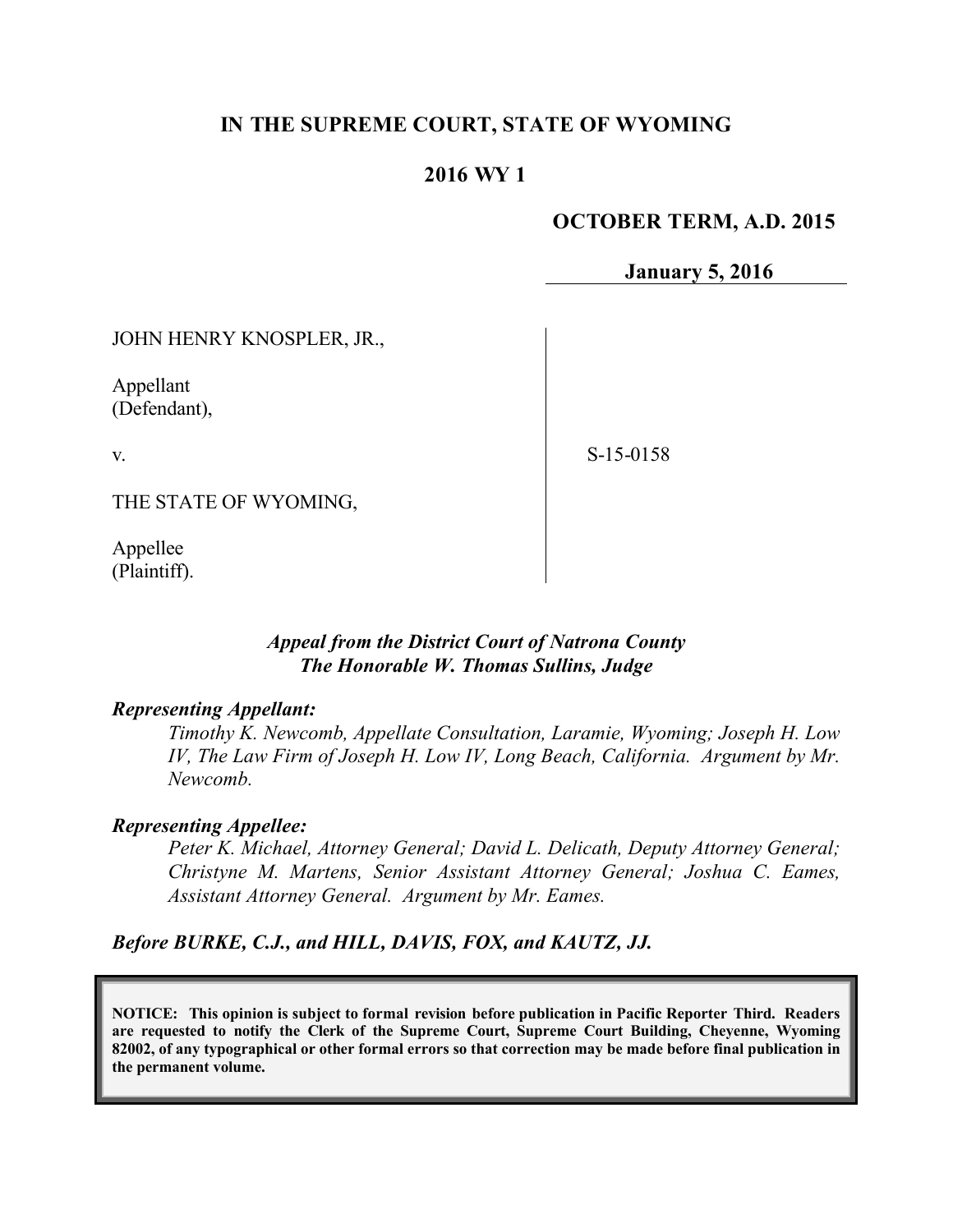# IN THE SUPREME COURT, STATE OF WYOMING

## 2016 WY 1

**OCTOBER TERM, A.D. 2015**

**January 5, 2016**

| | |
|---|---|
| JOHN HENRY KNOSPLER, JR.,<br><br>Appellant<br>(Defendant),<br><br>v.<br><br>THE STATE OF WYOMING,<br><br>Appellee<br>(Plaintiff). | S-15-0158 |

***Appeal from the District Court of Natrona County***
***The Honorable W. Thomas Sullins, Judge***

***Representing Appellant:***

*Timothy K. Newcomb, Appellate Consultation, Laramie, Wyoming; Joseph H. Low IV, The Law Firm of Joseph H. Low IV, Long Beach, California. Argument by Mr. Newcomb.*

***Representing Appellee:***

*Peter K. Michael, Attorney General; David L. Delicath, Deputy Attorney General; Christyne M. Martens, Senior Assistant Attorney General; Joshua C. Eames, Assistant Attorney General. Argument by Mr. Eames.*

***Before BURKE, C.J., and HILL, DAVIS, FOX, and KAUTZ, JJ.***

**NOTICE: This opinion is subject to formal revision before publication in Pacific Reporter Third. Readers are requested to notify the Clerk of the Supreme Court, Supreme Court Building, Cheyenne, Wyoming 82002, of any typographical or other formal errors so that correction may be made before final publication in the permanent volume.**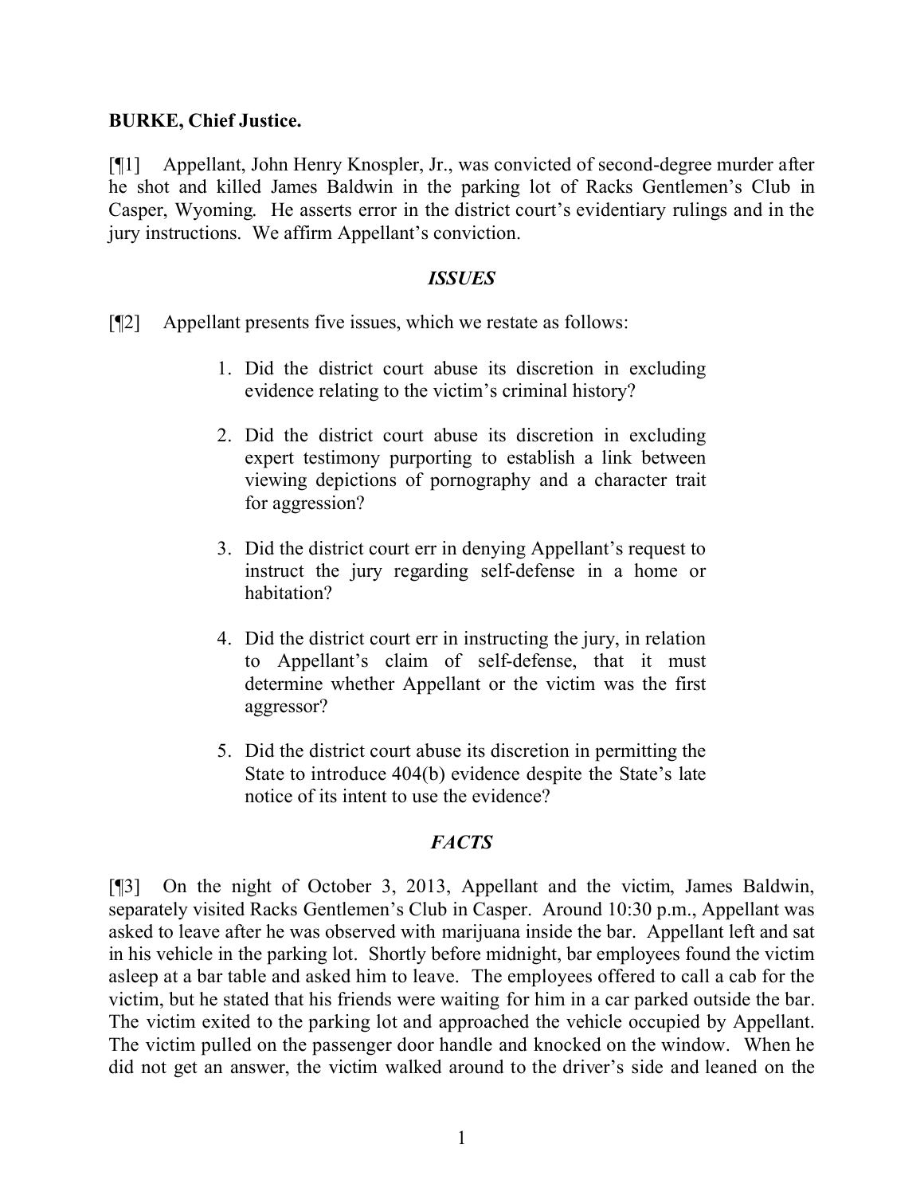**BURKE, Chief Justice.**

[¶1] Appellant, John Henry Knospler, Jr., was convicted of second-degree murder after he shot and killed James Baldwin in the parking lot of Racks Gentlemen's Club in Casper, Wyoming. He asserts error in the district court's evidentiary rulings and in the jury instructions. We affirm Appellant's conviction.

## *ISSUES*

[¶2] Appellant presents five issues, which we restate as follows:

1. Did the district court abuse its discretion in excluding evidence relating to the victim's criminal history?
2. Did the district court abuse its discretion in excluding expert testimony purporting to establish a link between viewing depictions of pornography and a character trait for aggression?
3. Did the district court err in denying Appellant's request to instruct the jury regarding self-defense in a home or habitation?
4. Did the district court err in instructing the jury, in relation to Appellant's claim of self-defense, that it must determine whether Appellant or the victim was the first aggressor?
5. Did the district court abuse its discretion in permitting the State to introduce 404(b) evidence despite the State's late notice of its intent to use the evidence?

## *FACTS*

[¶3] On the night of October 3, 2013, Appellant and the victim, James Baldwin, separately visited Racks Gentlemen's Club in Casper. Around 10:30 p.m., Appellant was asked to leave after he was observed with marijuana inside the bar. Appellant left and sat in his vehicle in the parking lot. Shortly before midnight, bar employees found the victim asleep at a bar table and asked him to leave. The employees offered to call a cab for the victim, but he stated that his friends were waiting for him in a car parked outside the bar. The victim exited to the parking lot and approached the vehicle occupied by Appellant. The victim pulled on the passenger door handle and knocked on the window. When he did not get an answer, the victim walked around to the driver's side and leaned on the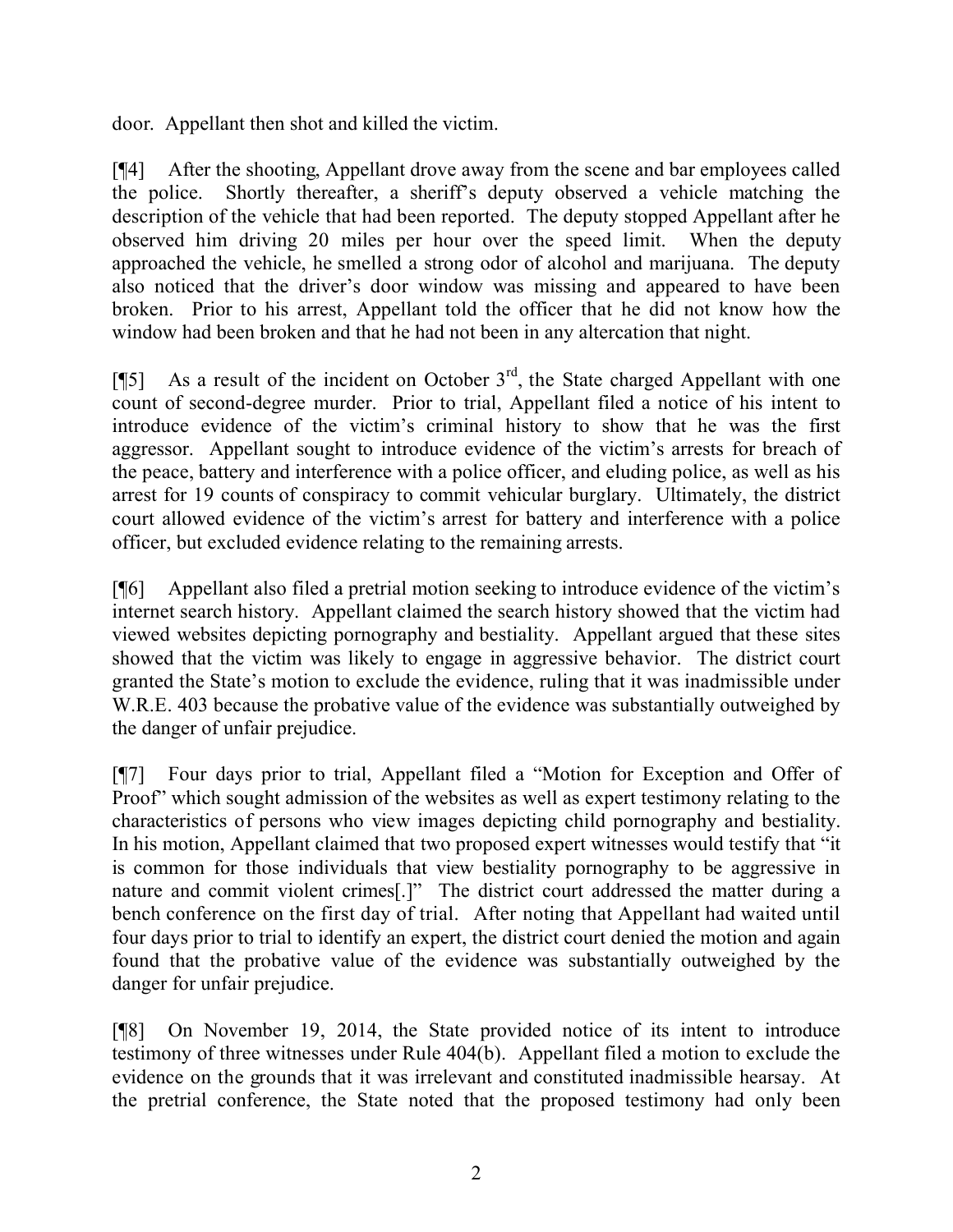door. Appellant then shot and killed the victim.

[¶4] After the shooting, Appellant drove away from the scene and bar employees called the police. Shortly thereafter, a sheriff's deputy observed a vehicle matching the description of the vehicle that had been reported. The deputy stopped Appellant after he observed him driving 20 miles per hour over the speed limit. When the deputy approached the vehicle, he smelled a strong odor of alcohol and marijuana. The deputy also noticed that the driver's door window was missing and appeared to have been broken. Prior to his arrest, Appellant told the officer that he did not know how the window had been broken and that he had not been in any altercation that night.

[¶5] As a result of the incident on October 3rd, the State charged Appellant with one count of second-degree murder. Prior to trial, Appellant filed a notice of his intent to introduce evidence of the victim's criminal history to show that he was the first aggressor. Appellant sought to introduce evidence of the victim's arrests for breach of the peace, battery and interference with a police officer, and eluding police, as well as his arrest for 19 counts of conspiracy to commit vehicular burglary. Ultimately, the district court allowed evidence of the victim's arrest for battery and interference with a police officer, but excluded evidence relating to the remaining arrests.

[¶6] Appellant also filed a pretrial motion seeking to introduce evidence of the victim's internet search history. Appellant claimed the search history showed that the victim had viewed websites depicting pornography and bestiality. Appellant argued that these sites showed that the victim was likely to engage in aggressive behavior. The district court granted the State's motion to exclude the evidence, ruling that it was inadmissible under W.R.E. 403 because the probative value of the evidence was substantially outweighed by the danger of unfair prejudice.

[¶7] Four days prior to trial, Appellant filed a "Motion for Exception and Offer of Proof" which sought admission of the websites as well as expert testimony relating to the characteristics of persons who view images depicting child pornography and bestiality. In his motion, Appellant claimed that two proposed expert witnesses would testify that "it is common for those individuals that view bestiality pornography to be aggressive in nature and commit violent crimes[.]" The district court addressed the matter during a bench conference on the first day of trial. After noting that Appellant had waited until four days prior to trial to identify an expert, the district court denied the motion and again found that the probative value of the evidence was substantially outweighed by the danger for unfair prejudice.

[¶8] On November 19, 2014, the State provided notice of its intent to introduce testimony of three witnesses under Rule 404(b). Appellant filed a motion to exclude the evidence on the grounds that it was irrelevant and constituted inadmissible hearsay. At the pretrial conference, the State noted that the proposed testimony had only been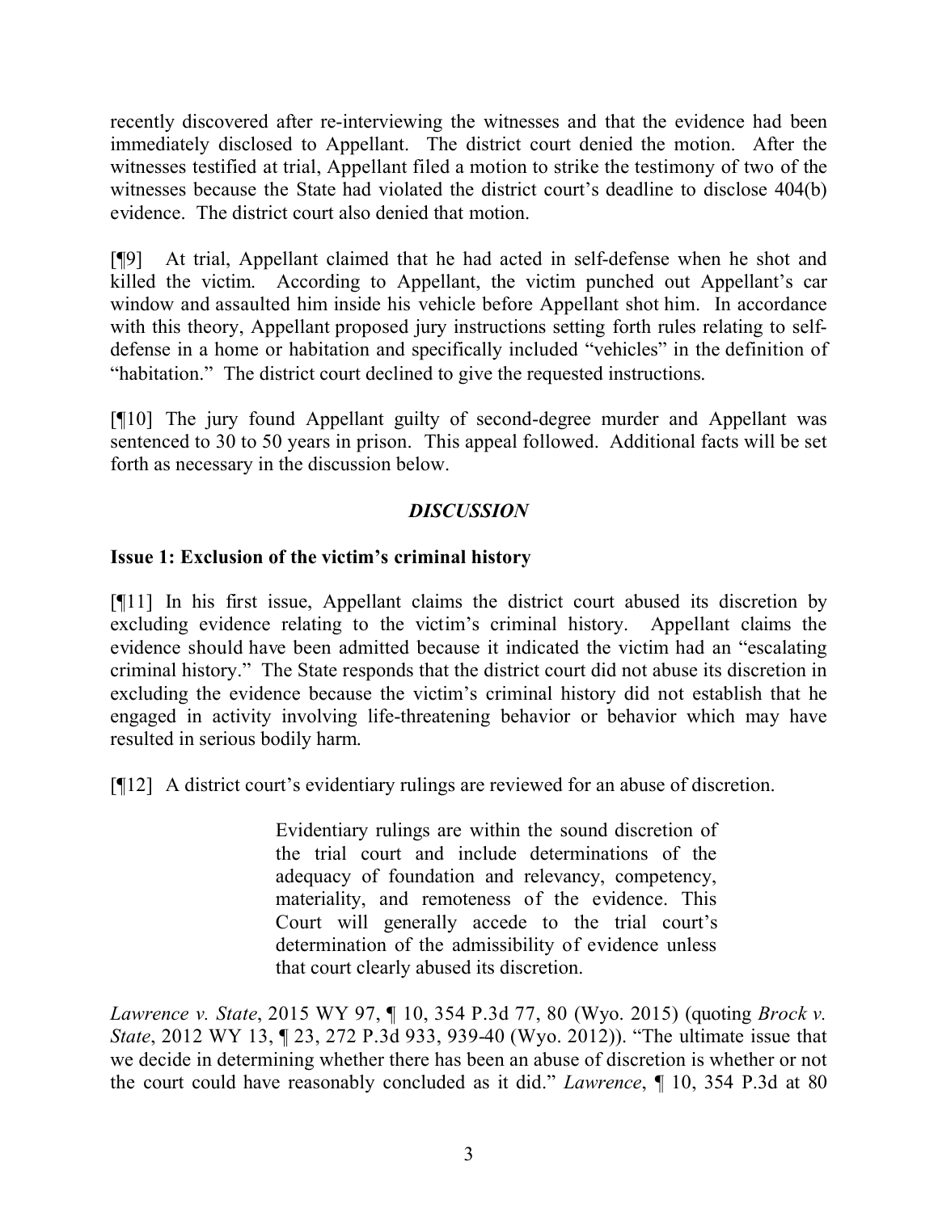recently discovered after re-interviewing the witnesses and that the evidence had been immediately disclosed to Appellant. The district court denied the motion. After the witnesses testified at trial, Appellant filed a motion to strike the testimony of two of the witnesses because the State had violated the district court's deadline to disclose 404(b) evidence. The district court also denied that motion.

[¶9] At trial, Appellant claimed that he had acted in self-defense when he shot and killed the victim. According to Appellant, the victim punched out Appellant's car window and assaulted him inside his vehicle before Appellant shot him. In accordance with this theory, Appellant proposed jury instructions setting forth rules relating to self-defense in a home or habitation and specifically included "vehicles" in the definition of "habitation." The district court declined to give the requested instructions.

[¶10] The jury found Appellant guilty of second-degree murder and Appellant was sentenced to 30 to 50 years in prison. This appeal followed. Additional facts will be set forth as necessary in the discussion below.

## *DISCUSSION*

### Issue 1: Exclusion of the victim's criminal history

[¶11] In his first issue, Appellant claims the district court abused its discretion by excluding evidence relating to the victim's criminal history. Appellant claims the evidence should have been admitted because it indicated the victim had an "escalating criminal history." The State responds that the district court did not abuse its discretion in excluding the evidence because the victim's criminal history did not establish that he engaged in activity involving life-threatening behavior or behavior which may have resulted in serious bodily harm.

[¶12] A district court's evidentiary rulings are reviewed for an abuse of discretion.

> Evidentiary rulings are within the sound discretion of the trial court and include determinations of the adequacy of foundation and relevancy, competency, materiality, and remoteness of the evidence. This Court will generally accede to the trial court's determination of the admissibility of evidence unless that court clearly abused its discretion.

*Lawrence v. State*, 2015 WY 97, ¶ 10, 354 P.3d 77, 80 (Wyo. 2015) (quoting *Brock v. State*, 2012 WY 13, ¶ 23, 272 P.3d 933, 939-40 (Wyo. 2012)). "The ultimate issue that we decide in determining whether there has been an abuse of discretion is whether or not the court could have reasonably concluded as it did." *Lawrence*, ¶ 10, 354 P.3d at 80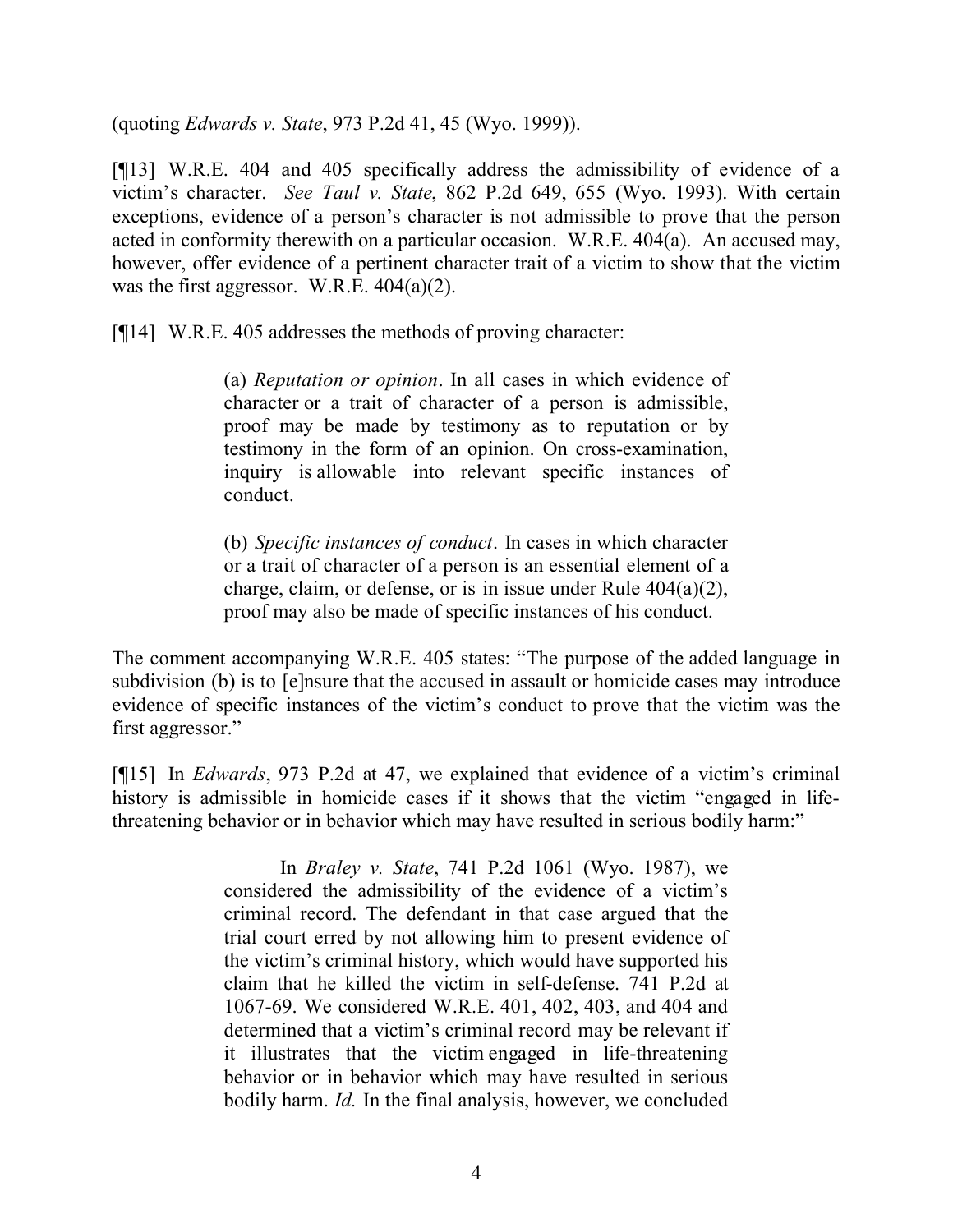(quoting *Edwards v. State*, 973 P.2d 41, 45 (Wyo. 1999)).

[¶13] W.R.E. 404 and 405 specifically address the admissibility of evidence of a victim's character. *See Taul v. State*, 862 P.2d 649, 655 (Wyo. 1993). With certain exceptions, evidence of a person's character is not admissible to prove that the person acted in conformity therewith on a particular occasion. W.R.E. 404(a). An accused may, however, offer evidence of a pertinent character trait of a victim to show that the victim was the first aggressor. W.R.E. 404(a)(2).

[¶14] W.R.E. 405 addresses the methods of proving character:

> (a) *Reputation or opinion*. In all cases in which evidence of character or a trait of character of a person is admissible, proof may be made by testimony as to reputation or by testimony in the form of an opinion. On cross-examination, inquiry is allowable into relevant specific instances of conduct.
>
> (b) *Specific instances of conduct*. In cases in which character or a trait of character of a person is an essential element of a charge, claim, or defense, or is in issue under Rule 404(a)(2), proof may also be made of specific instances of his conduct.

The comment accompanying W.R.E. 405 states: "The purpose of the added language in subdivision (b) is to [e]nsure that the accused in assault or homicide cases may introduce evidence of specific instances of the victim's conduct to prove that the victim was the first aggressor."

[¶15] In *Edwards*, 973 P.2d at 47, we explained that evidence of a victim's criminal history is admissible in homicide cases if it shows that the victim "engaged in life-threatening behavior or in behavior which may have resulted in serious bodily harm:"

> In *Braley v. State*, 741 P.2d 1061 (Wyo. 1987), we considered the admissibility of the evidence of a victim's criminal record. The defendant in that case argued that the trial court erred by not allowing him to present evidence of the victim's criminal history, which would have supported his claim that he killed the victim in self-defense. 741 P.2d at 1067-69. We considered W.R.E. 401, 402, 403, and 404 and determined that a victim's criminal record may be relevant if it illustrates that the victim engaged in life-threatening behavior or in behavior which may have resulted in serious bodily harm. *Id.* In the final analysis, however, we concluded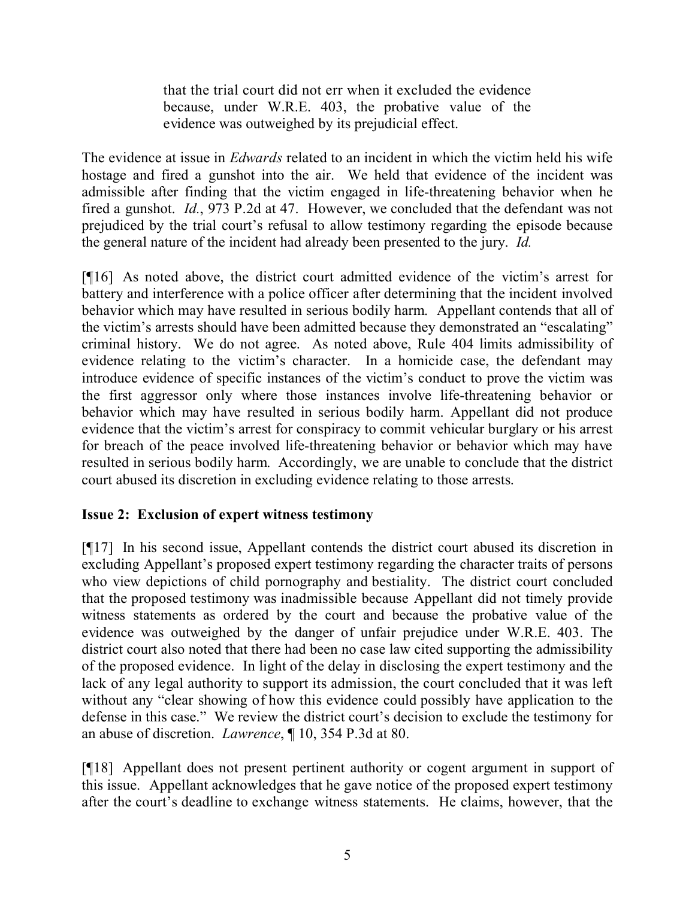> that the trial court did not err when it excluded the evidence because, under W.R.E. 403, the probative value of the evidence was outweighed by its prejudicial effect.

The evidence at issue in *Edwards* related to an incident in which the victim held his wife hostage and fired a gunshot into the air. We held that evidence of the incident was admissible after finding that the victim engaged in life-threatening behavior when he fired a gunshot. *Id.*, 973 P.2d at 47. However, we concluded that the defendant was not prejudiced by the trial court's refusal to allow testimony regarding the episode because the general nature of the incident had already been presented to the jury. *Id.*

[¶16] As noted above, the district court admitted evidence of the victim's arrest for battery and interference with a police officer after determining that the incident involved behavior which may have resulted in serious bodily harm. Appellant contends that all of the victim's arrests should have been admitted because they demonstrated an "escalating" criminal history. We do not agree. As noted above, Rule 404 limits admissibility of evidence relating to the victim's character. In a homicide case, the defendant may introduce evidence of specific instances of the victim's conduct to prove the victim was the first aggressor only where those instances involve life-threatening behavior or behavior which may have resulted in serious bodily harm. Appellant did not produce evidence that the victim's arrest for conspiracy to commit vehicular burglary or his arrest for breach of the peace involved life-threatening behavior or behavior which may have resulted in serious bodily harm. Accordingly, we are unable to conclude that the district court abused its discretion in excluding evidence relating to those arrests.

### Issue 2: Exclusion of expert witness testimony

[¶17] In his second issue, Appellant contends the district court abused its discretion in excluding Appellant's proposed expert testimony regarding the character traits of persons who view depictions of child pornography and bestiality. The district court concluded that the proposed testimony was inadmissible because Appellant did not timely provide witness statements as ordered by the court and because the probative value of the evidence was outweighed by the danger of unfair prejudice under W.R.E. 403. The district court also noted that there had been no case law cited supporting the admissibility of the proposed evidence. In light of the delay in disclosing the expert testimony and the lack of any legal authority to support its admission, the court concluded that it was left without any "clear showing of how this evidence could possibly have application to the defense in this case." We review the district court's decision to exclude the testimony for an abuse of discretion. *Lawrence*, ¶ 10, 354 P.3d at 80.

[¶18] Appellant does not present pertinent authority or cogent argument in support of this issue. Appellant acknowledges that he gave notice of the proposed expert testimony after the court's deadline to exchange witness statements. He claims, however, that the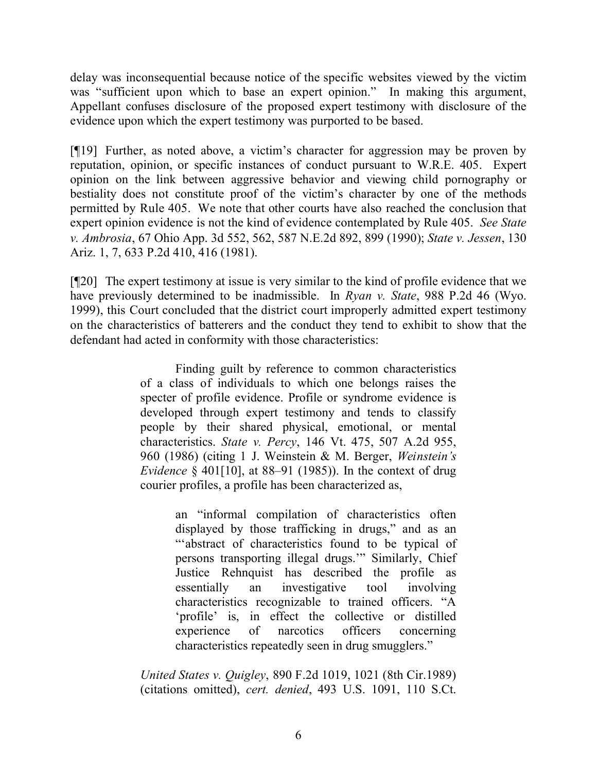delay was inconsequential because notice of the specific websites viewed by the victim was "sufficient upon which to base an expert opinion." In making this argument, Appellant confuses disclosure of the proposed expert testimony with disclosure of the evidence upon which the expert testimony was purported to be based.

[¶19] Further, as noted above, a victim's character for aggression may be proven by reputation, opinion, or specific instances of conduct pursuant to W.R.E. 405. Expert opinion on the link between aggressive behavior and viewing child pornography or bestiality does not constitute proof of the victim's character by one of the methods permitted by Rule 405. We note that other courts have also reached the conclusion that expert opinion evidence is not the kind of evidence contemplated by Rule 405. *See State v. Ambrosia*, 67 Ohio App. 3d 552, 562, 587 N.E.2d 892, 899 (1990); *State v. Jessen*, 130 Ariz. 1, 7, 633 P.2d 410, 416 (1981).

[¶20] The expert testimony at issue is very similar to the kind of profile evidence that we have previously determined to be inadmissible. In *Ryan v. State*, 988 P.2d 46 (Wyo. 1999), this Court concluded that the district court improperly admitted expert testimony on the characteristics of batterers and the conduct they tend to exhibit to show that the defendant had acted in conformity with those characteristics:

> Finding guilt by reference to common characteristics of a class of individuals to which one belongs raises the specter of profile evidence. Profile or syndrome evidence is developed through expert testimony and tends to classify people by their shared physical, emotional, or mental characteristics. *State v. Percy*, 146 Vt. 475, 507 A.2d 955, 960 (1986) (citing 1 J. Weinstein & M. Berger, *Weinstein's Evidence* § 401[10], at 88–91 (1985)). In the context of drug courier profiles, a profile has been characterized as,
>
> > an "informal compilation of characteristics often displayed by those trafficking in drugs," and as an "'abstract of characteristics found to be typical of persons transporting illegal drugs.'" Similarly, Chief Justice Rehnquist has described the profile as essentially an investigative tool involving characteristics recognizable to trained officers. "A 'profile' is, in effect the collective or distilled experience of narcotics officers concerning characteristics repeatedly seen in drug smugglers."
>
> *United States v. Quigley*, 890 F.2d 1019, 1021 (8th Cir.1989) (citations omitted), *cert. denied*, 493 U.S. 1091, 110 S.Ct.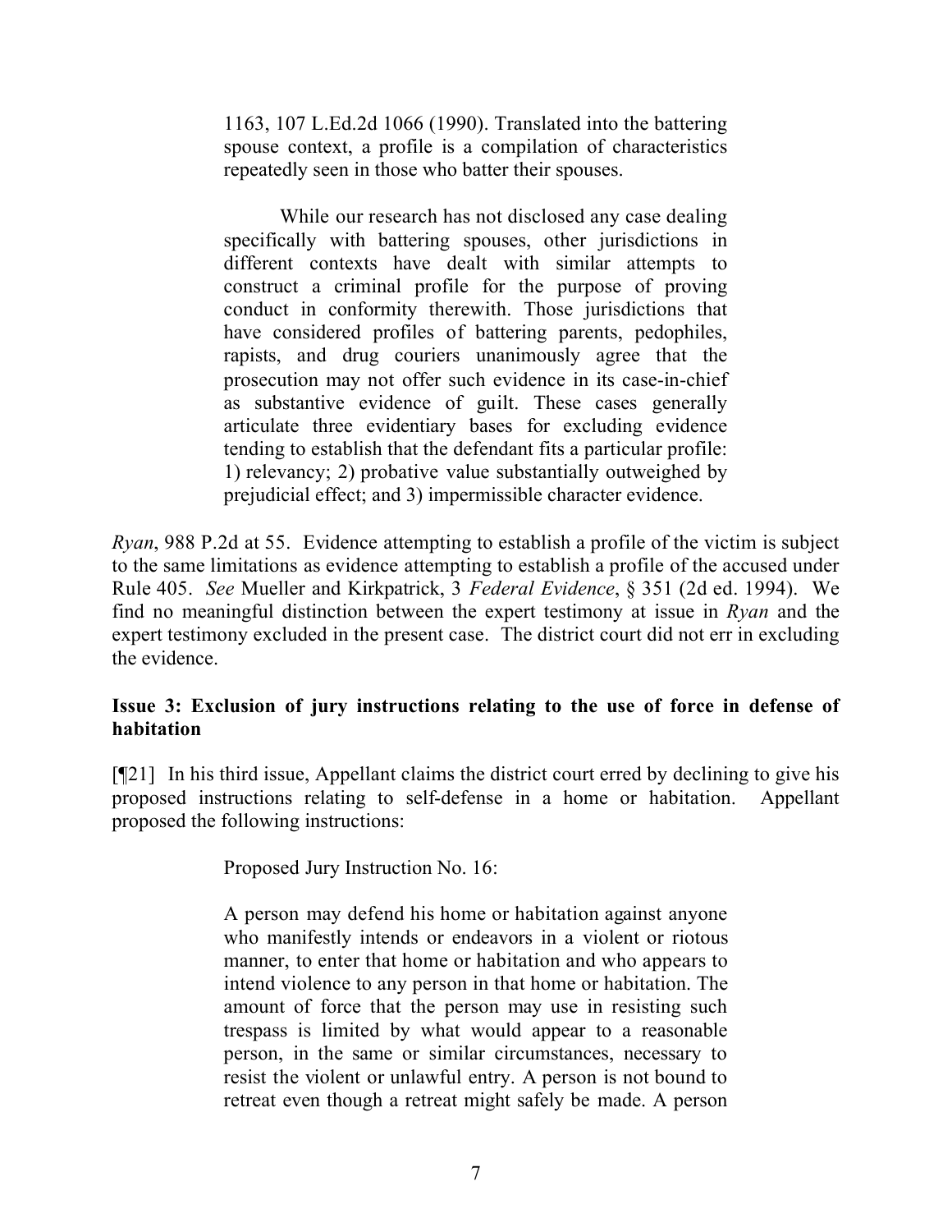> 1163, 107 L.Ed.2d 1066 (1990). Translated into the battering spouse context, a profile is a compilation of characteristics repeatedly seen in those who batter their spouses.
>
> While our research has not disclosed any case dealing specifically with battering spouses, other jurisdictions in different contexts have dealt with similar attempts to construct a criminal profile for the purpose of proving conduct in conformity therewith. Those jurisdictions that have considered profiles of battering parents, pedophiles, rapists, and drug couriers unanimously agree that the prosecution may not offer such evidence in its case-in-chief as substantive evidence of guilt. These cases generally articulate three evidentiary bases for excluding evidence tending to establish that the defendant fits a particular profile: 1) relevancy; 2) probative value substantially outweighed by prejudicial effect; and 3) impermissible character evidence.

*Ryan*, 988 P.2d at 55. Evidence attempting to establish a profile of the victim is subject to the same limitations as evidence attempting to establish a profile of the accused under Rule 405. *See* Mueller and Kirkpatrick, 3 *Federal Evidence*, § 351 (2d ed. 1994). We find no meaningful distinction between the expert testimony at issue in *Ryan* and the expert testimony excluded in the present case. The district court did not err in excluding the evidence.

**Issue 3: Exclusion of jury instructions relating to the use of force in defense of habitation**

[¶21] In his third issue, Appellant claims the district court erred by declining to give his proposed instructions relating to self-defense in a home or habitation. Appellant proposed the following instructions:

> Proposed Jury Instruction No. 16:
>
> A person may defend his home or habitation against anyone who manifestly intends or endeavors in a violent or riotous manner, to enter that home or habitation and who appears to intend violence to any person in that home or habitation. The amount of force that the person may use in resisting such trespass is limited by what would appear to a reasonable person, in the same or similar circumstances, necessary to resist the violent or unlawful entry. A person is not bound to retreat even though a retreat might safely be made. A person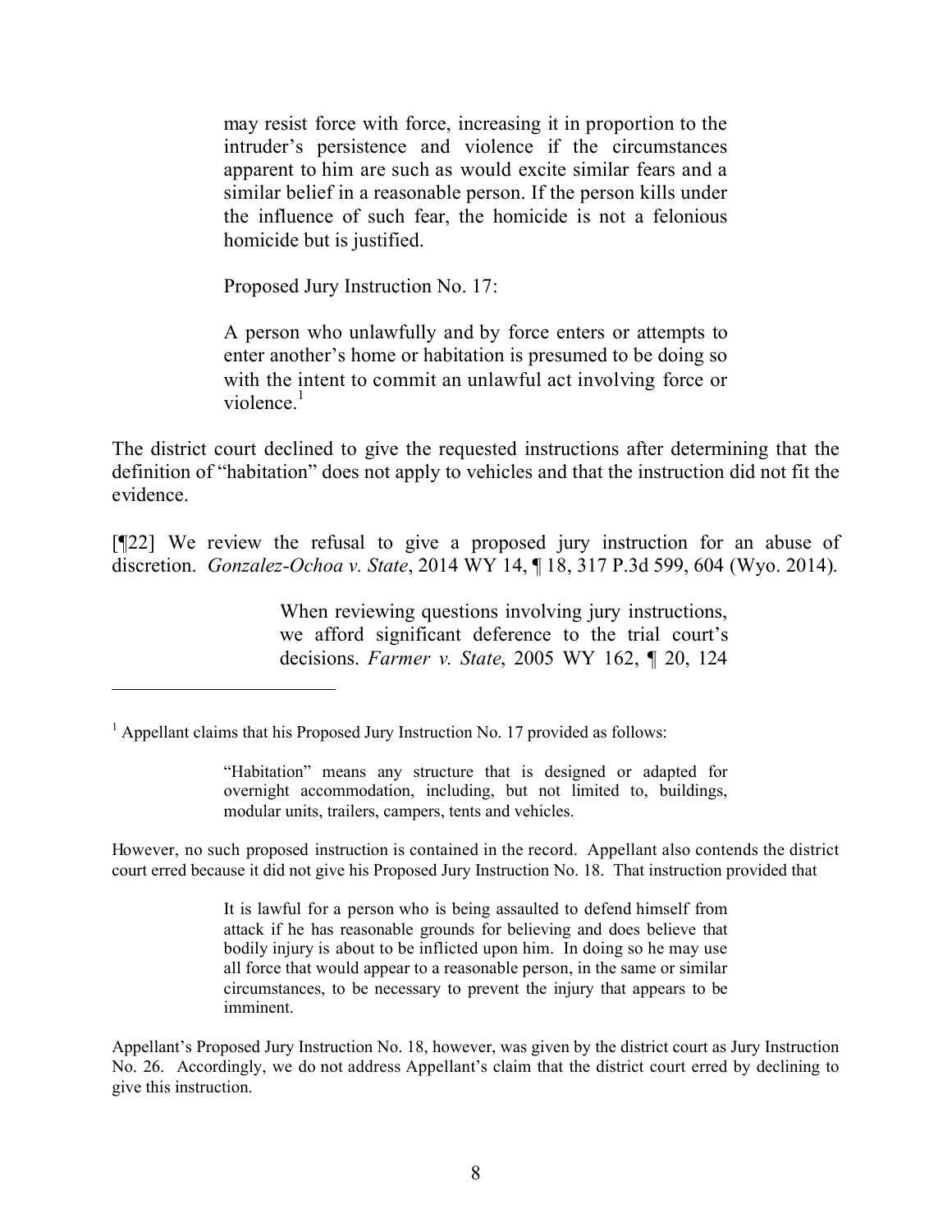> may resist force with force, increasing it in proportion to the intruder's persistence and violence if the circumstances apparent to him are such as would excite similar fears and a similar belief in a reasonable person. If the person kills under the influence of such fear, the homicide is not a felonious homicide but is justified.
>
> Proposed Jury Instruction No. 17:
>
> A person who unlawfully and by force enters or attempts to enter another's home or habitation is presumed to be doing so with the intent to commit an unlawful act involving force or violence.[1]

The district court declined to give the requested instructions after determining that the definition of "habitation" does not apply to vehicles and that the instruction did not fit the evidence.

[¶22] We review the refusal to give a proposed jury instruction for an abuse of discretion. *Gonzalez-Ochoa v. State*, 2014 WY 14, ¶ 18, 317 P.3d 599, 604 (Wyo. 2014).

> When reviewing questions involving jury instructions, we afford significant deference to the trial court's decisions. *Farmer v. State*, 2005 WY 162, ¶ 20, 124

---

[1] Appellant claims that his Proposed Jury Instruction No. 17 provided as follows:

> "Habitation" means any structure that is designed or adapted for overnight accommodation, including, but not limited to, buildings, modular units, trailers, campers, tents and vehicles.

However, no such proposed instruction is contained in the record. Appellant also contends the district court erred because it did not give his Proposed Jury Instruction No. 18. That instruction provided that

> It is lawful for a person who is being assaulted to defend himself from attack if he has reasonable grounds for believing and does believe that bodily injury is about to be inflicted upon him. In doing so he may use all force that would appear to a reasonable person, in the same or similar circumstances, to be necessary to prevent the injury that appears to be imminent.

Appellant's Proposed Jury Instruction No. 18, however, was given by the district court as Jury Instruction No. 26. Accordingly, we do not address Appellant's claim that the district court erred by declining to give this instruction.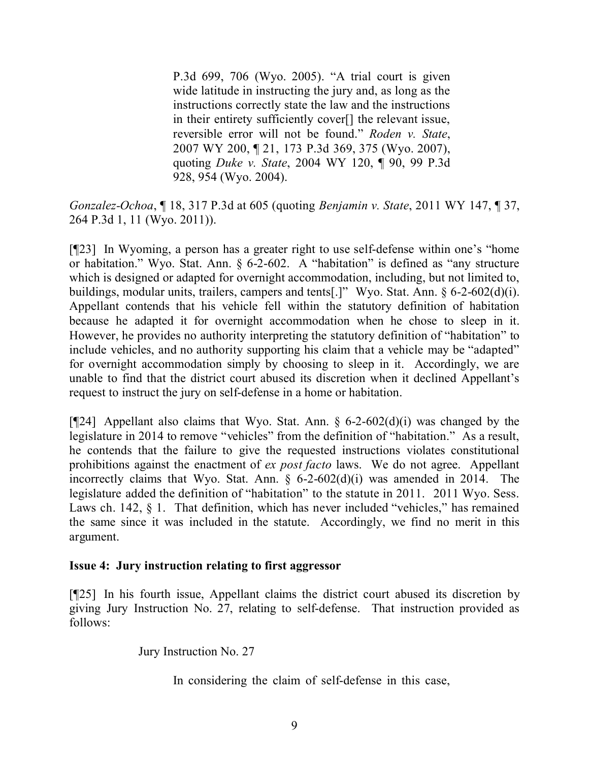> P.3d 699, 706 (Wyo. 2005). "A trial court is given wide latitude in instructing the jury and, as long as the instructions correctly state the law and the instructions in their entirety sufficiently cover[] the relevant issue, reversible error will not be found." *Roden v. State*, 2007 WY 200, ¶ 21, 173 P.3d 369, 375 (Wyo. 2007), quoting *Duke v. State*, 2004 WY 120, ¶ 90, 99 P.3d 928, 954 (Wyo. 2004).

*Gonzalez-Ochoa*, ¶ 18, 317 P.3d at 605 (quoting *Benjamin v. State*, 2011 WY 147, ¶ 37, 264 P.3d 1, 11 (Wyo. 2011)).

[¶23] In Wyoming, a person has a greater right to use self-defense within one's "home or habitation." Wyo. Stat. Ann. § 6-2-602. A "habitation" is defined as "any structure which is designed or adapted for overnight accommodation, including, but not limited to, buildings, modular units, trailers, campers and tents[.]" Wyo. Stat. Ann. § 6-2-602(d)(i). Appellant contends that his vehicle fell within the statutory definition of habitation because he adapted it for overnight accommodation when he chose to sleep in it. However, he provides no authority interpreting the statutory definition of "habitation" to include vehicles, and no authority supporting his claim that a vehicle may be "adapted" for overnight accommodation simply by choosing to sleep in it. Accordingly, we are unable to find that the district court abused its discretion when it declined Appellant's request to instruct the jury on self-defense in a home or habitation.

[¶24] Appellant also claims that Wyo. Stat. Ann. § 6-2-602(d)(i) was changed by the legislature in 2014 to remove "vehicles" from the definition of "habitation." As a result, he contends that the failure to give the requested instructions violates constitutional prohibitions against the enactment of *ex post facto* laws. We do not agree. Appellant incorrectly claims that Wyo. Stat. Ann. § 6-2-602(d)(i) was amended in 2014. The legislature added the definition of "habitation" to the statute in 2011. 2011 Wyo. Sess. Laws ch. 142, § 1. That definition, which has never included "vehicles," has remained the same since it was included in the statute. Accordingly, we find no merit in this argument.

### Issue 4: Jury instruction relating to first aggressor

[¶25] In his fourth issue, Appellant claims the district court abused its discretion by giving Jury Instruction No. 27, relating to self-defense. That instruction provided as follows:

> Jury Instruction No. 27
>
> In considering the claim of self-defense in this case,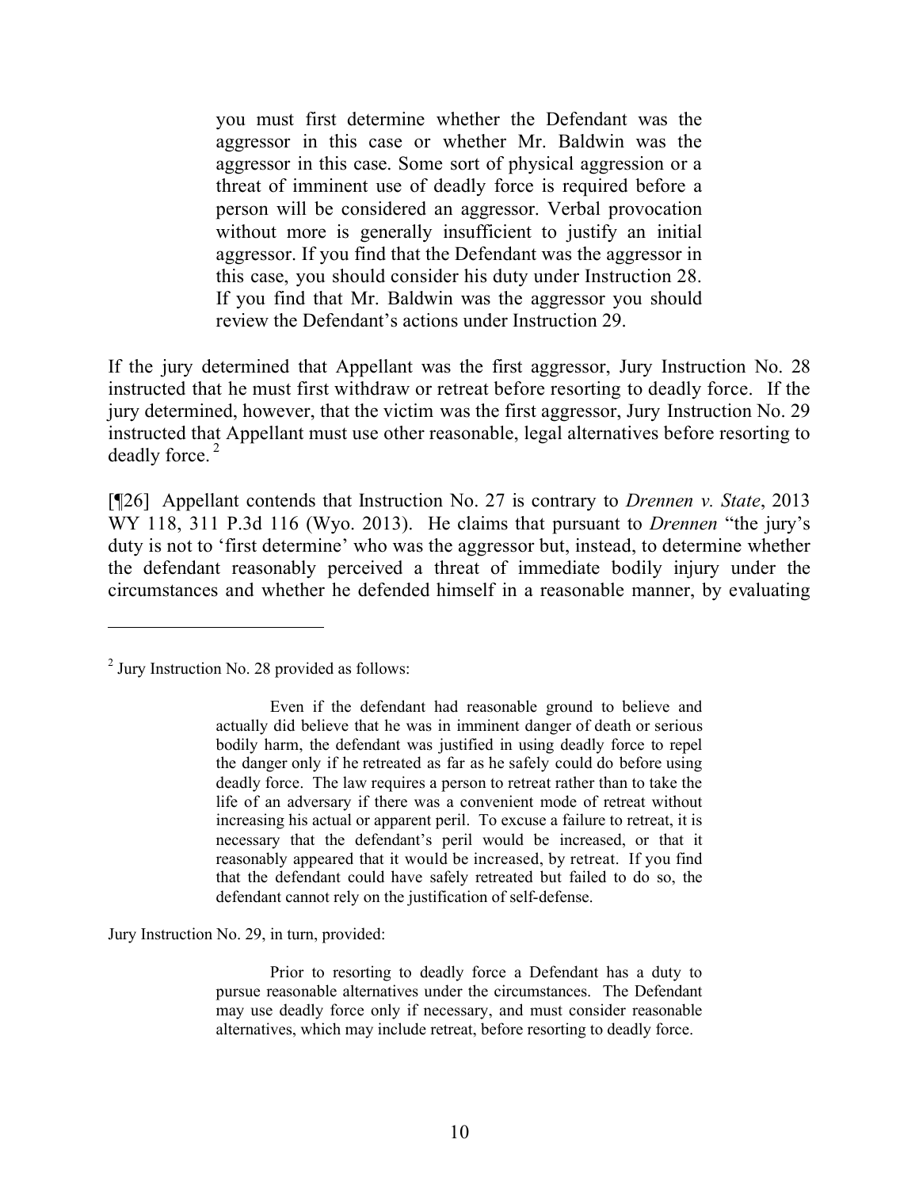> you must first determine whether the Defendant was the aggressor in this case or whether Mr. Baldwin was the aggressor in this case. Some sort of physical aggression or a threat of imminent use of deadly force is required before a person will be considered an aggressor. Verbal provocation without more is generally insufficient to justify an initial aggressor. If you find that the Defendant was the aggressor in this case, you should consider his duty under Instruction 28. If you find that Mr. Baldwin was the aggressor you should review the Defendant's actions under Instruction 29.

If the jury determined that Appellant was the first aggressor, Jury Instruction No. 28 instructed that he must first withdraw or retreat before resorting to deadly force. If the jury determined, however, that the victim was the first aggressor, Jury Instruction No. 29 instructed that Appellant must use other reasonable, legal alternatives before resorting to deadly force. [2]

[¶26] Appellant contends that Instruction No. 27 is contrary to *Drennen v. State*, 2013 WY 118, 311 P.3d 116 (Wyo. 2013). He claims that pursuant to *Drennen* "the jury's duty is not to 'first determine' who was the aggressor but, instead, to determine whether the defendant reasonably perceived a threat of immediate bodily injury under the circumstances and whether he defended himself in a reasonable manner, by evaluating

---

[2] Jury Instruction No. 28 provided as follows:

> Even if the defendant had reasonable ground to believe and actually did believe that he was in imminent danger of death or serious bodily harm, the defendant was justified in using deadly force to repel the danger only if he retreated as far as he safely could do before using deadly force. The law requires a person to retreat rather than to take the life of an adversary if there was a convenient mode of retreat without increasing his actual or apparent peril. To excuse a failure to retreat, it is necessary that the defendant's peril would be increased, or that it reasonably appeared that it would be increased, by retreat. If you find that the defendant could have safely retreated but failed to do so, the defendant cannot rely on the justification of self-defense.

Jury Instruction No. 29, in turn, provided:

> Prior to resorting to deadly force a Defendant has a duty to pursue reasonable alternatives under the circumstances. The Defendant may use deadly force only if necessary, and must consider reasonable alternatives, which may include retreat, before resorting to deadly force.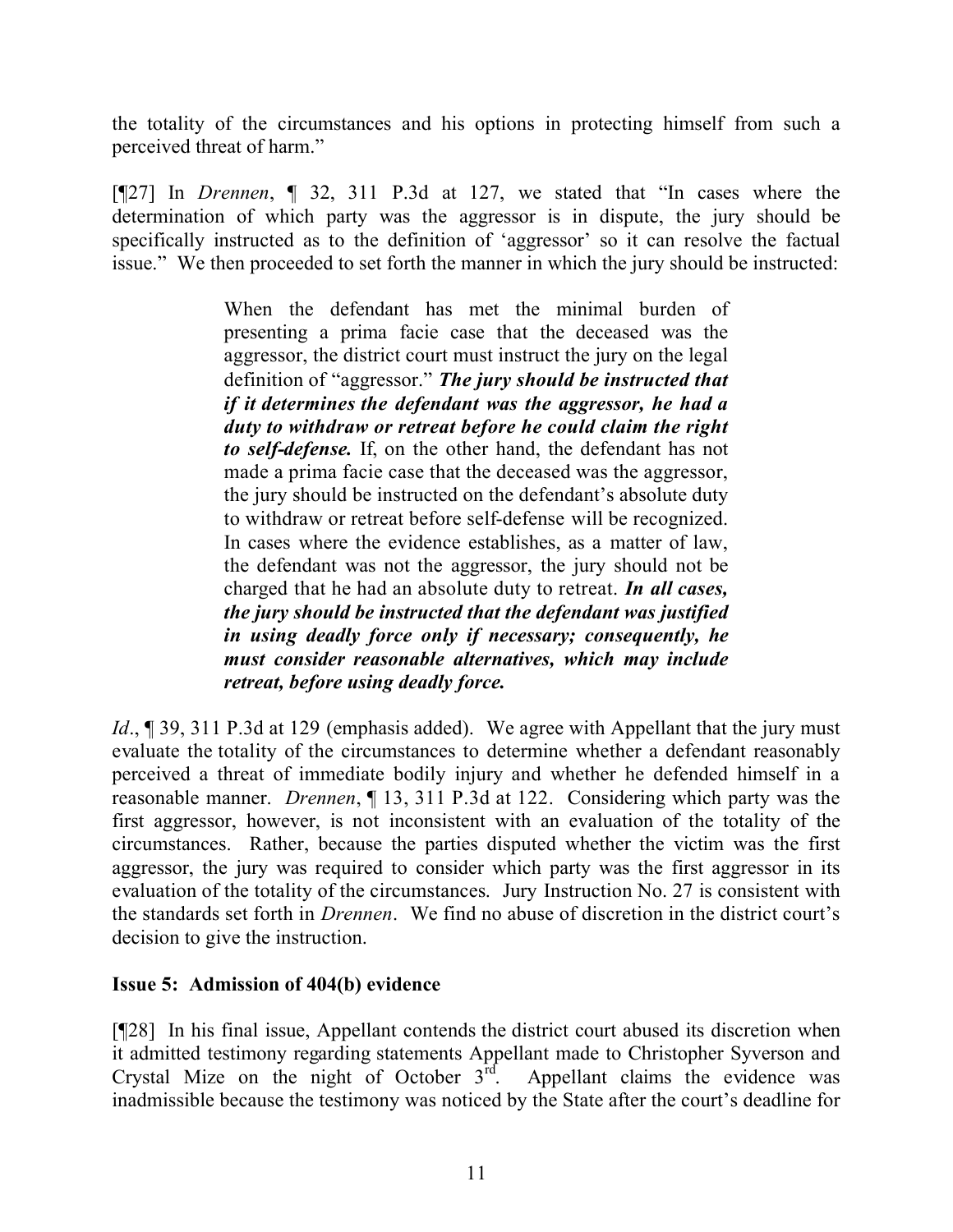the totality of the circumstances and his options in protecting himself from such a perceived threat of harm."

[¶27] In *Drennen*, ¶ 32, 311 P.3d at 127, we stated that "In cases where the determination of which party was the aggressor is in dispute, the jury should be specifically instructed as to the definition of 'aggressor' so it can resolve the factual issue." We then proceeded to set forth the manner in which the jury should be instructed:

> When the defendant has met the minimal burden of presenting a prima facie case that the deceased was the aggressor, the district court must instruct the jury on the legal definition of "aggressor." ***The jury should be instructed that if it determines the defendant was the aggressor, he had a duty to withdraw or retreat before he could claim the right to self-defense.*** If, on the other hand, the defendant has not made a prima facie case that the deceased was the aggressor, the jury should be instructed on the defendant's absolute duty to withdraw or retreat before self-defense will be recognized. In cases where the evidence establishes, as a matter of law, the defendant was not the aggressor, the jury should not be charged that he had an absolute duty to retreat. ***In all cases, the jury should be instructed that the defendant was justified in using deadly force only if necessary; consequently, he must consider reasonable alternatives, which may include retreat, before using deadly force.***

*Id*., ¶ 39, 311 P.3d at 129 (emphasis added). We agree with Appellant that the jury must evaluate the totality of the circumstances to determine whether a defendant reasonably perceived a threat of immediate bodily injury and whether he defended himself in a reasonable manner. *Drennen*, ¶ 13, 311 P.3d at 122. Considering which party was the first aggressor, however, is not inconsistent with an evaluation of the totality of the circumstances. Rather, because the parties disputed whether the victim was the first aggressor, the jury was required to consider which party was the first aggressor in its evaluation of the totality of the circumstances. Jury Instruction No. 27 is consistent with the standards set forth in *Drennen*. We find no abuse of discretion in the district court's decision to give the instruction.

**Issue 5: Admission of 404(b) evidence**

[¶28] In his final issue, Appellant contends the district court abused its discretion when it admitted testimony regarding statements Appellant made to Christopher Syverson and Crystal Mize on the night of October 3rd. Appellant claims the evidence was inadmissible because the testimony was noticed by the State after the court's deadline for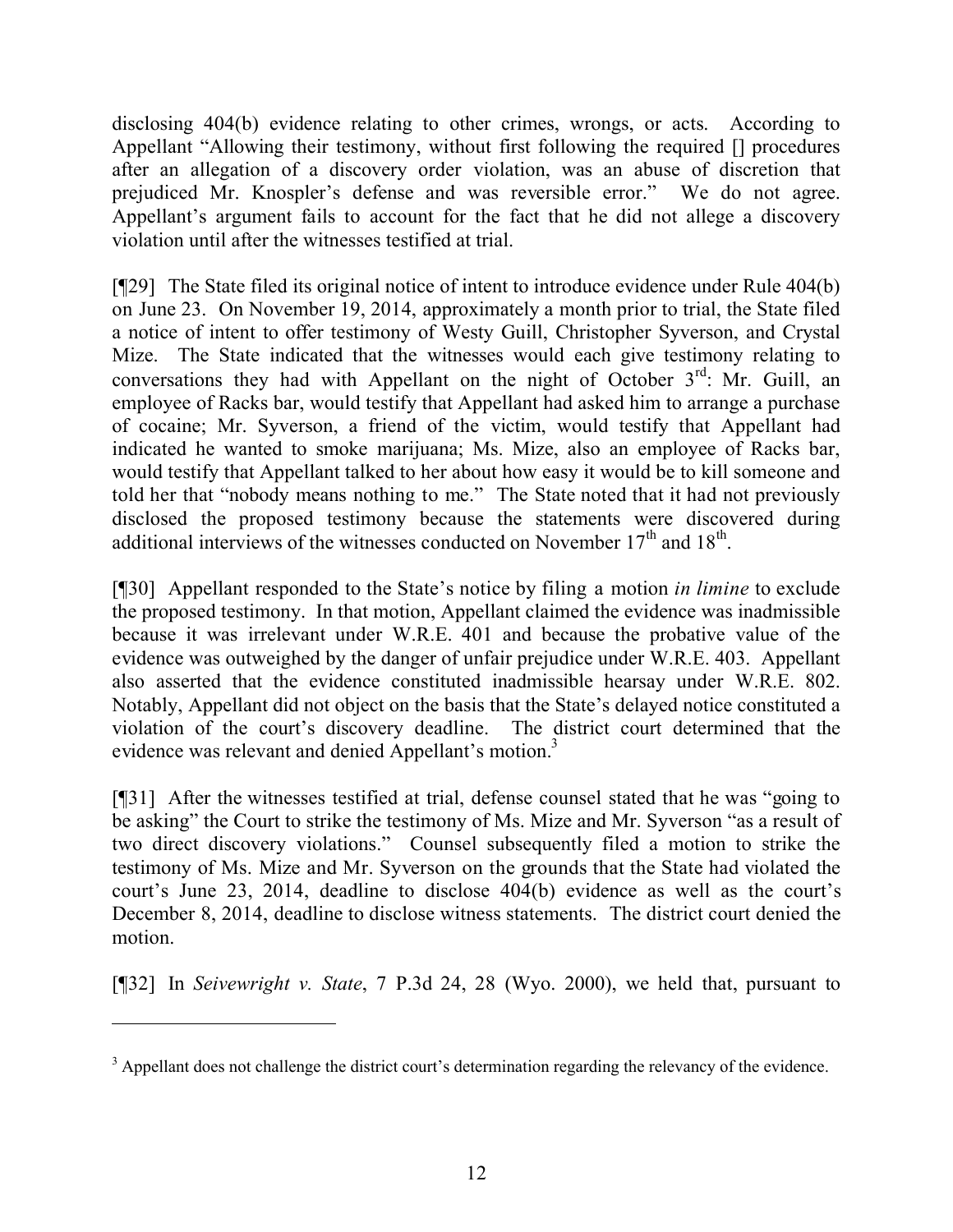disclosing 404(b) evidence relating to other crimes, wrongs, or acts. According to Appellant "Allowing their testimony, without first following the required [] procedures after an allegation of a discovery order violation, was an abuse of discretion that prejudiced Mr. Knospler's defense and was reversible error." We do not agree. Appellant's argument fails to account for the fact that he did not allege a discovery violation until after the witnesses testified at trial.

[¶29] The State filed its original notice of intent to introduce evidence under Rule 404(b) on June 23. On November 19, 2014, approximately a month prior to trial, the State filed a notice of intent to offer testimony of Westy Guill, Christopher Syverson, and Crystal Mize. The State indicated that the witnesses would each give testimony relating to conversations they had with Appellant on the night of October 3rd: Mr. Guill, an employee of Racks bar, would testify that Appellant had asked him to arrange a purchase of cocaine; Mr. Syverson, a friend of the victim, would testify that Appellant had indicated he wanted to smoke marijuana; Ms. Mize, also an employee of Racks bar, would testify that Appellant talked to her about how easy it would be to kill someone and told her that "nobody means nothing to me." The State noted that it had not previously disclosed the proposed testimony because the statements were discovered during additional interviews of the witnesses conducted on November 17th and 18th.

[¶30] Appellant responded to the State's notice by filing a motion *in limine* to exclude the proposed testimony. In that motion, Appellant claimed the evidence was inadmissible because it was irrelevant under W.R.E. 401 and because the probative value of the evidence was outweighed by the danger of unfair prejudice under W.R.E. 403. Appellant also asserted that the evidence constituted inadmissible hearsay under W.R.E. 802. Notably, Appellant did not object on the basis that the State's delayed notice constituted a violation of the court's discovery deadline. The district court determined that the evidence was relevant and denied Appellant's motion.[3]

[¶31] After the witnesses testified at trial, defense counsel stated that he was "going to be asking" the Court to strike the testimony of Ms. Mize and Mr. Syverson "as a result of two direct discovery violations." Counsel subsequently filed a motion to strike the testimony of Ms. Mize and Mr. Syverson on the grounds that the State had violated the court's June 23, 2014, deadline to disclose 404(b) evidence as well as the court's December 8, 2014, deadline to disclose witness statements. The district court denied the motion.

[¶32] In *Seivewright v. State*, 7 P.3d 24, 28 (Wyo. 2000), we held that, pursuant to

---

[3] Appellant does not challenge the district court's determination regarding the relevancy of the evidence.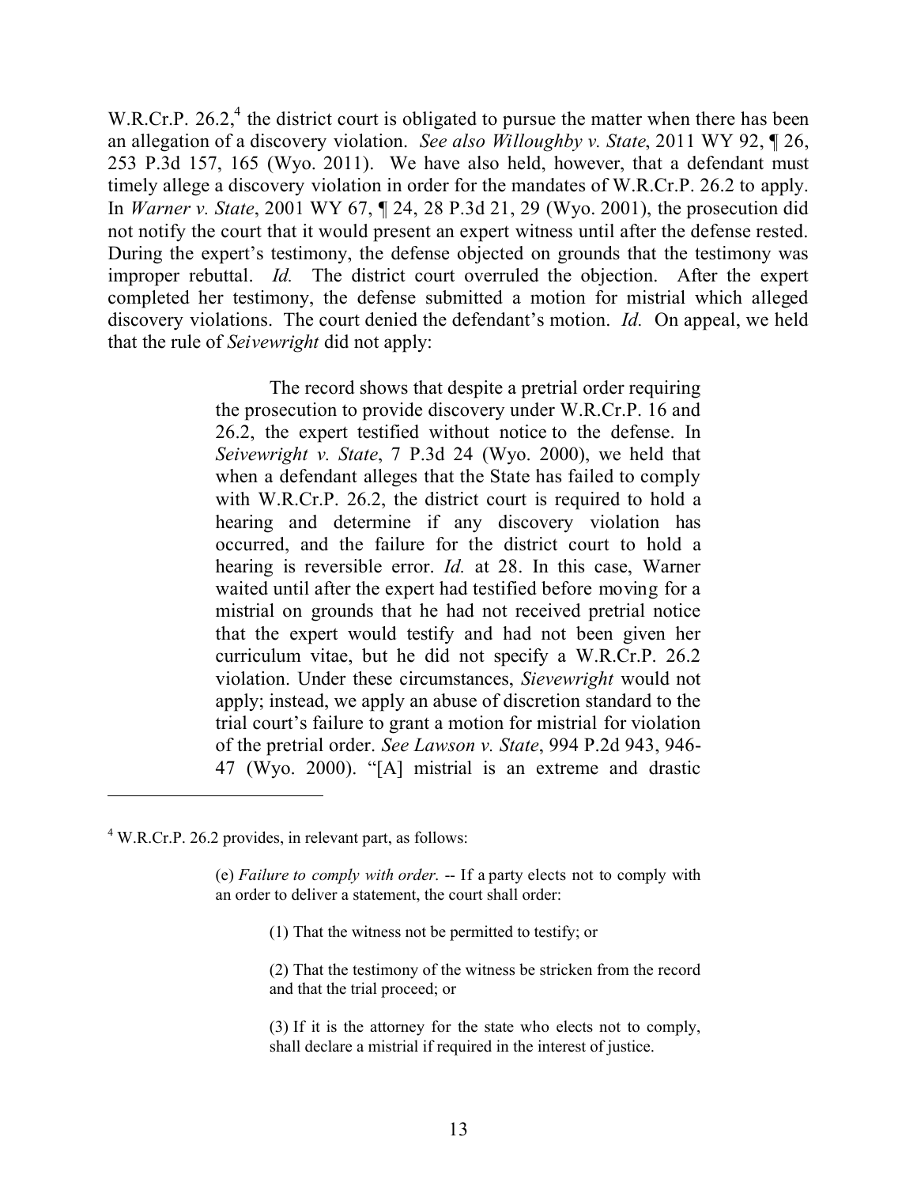W.R.Cr.P. 26.2,[4] the district court is obligated to pursue the matter when there has been an allegation of a discovery violation. *See also Willoughby v. State*, 2011 WY 92, ¶ 26, 253 P.3d 157, 165 (Wyo. 2011). We have also held, however, that a defendant must timely allege a discovery violation in order for the mandates of W.R.Cr.P. 26.2 to apply. In *Warner v. State*, 2001 WY 67, ¶ 24, 28 P.3d 21, 29 (Wyo. 2001), the prosecution did not notify the court that it would present an expert witness until after the defense rested. During the expert's testimony, the defense objected on grounds that the testimony was improper rebuttal. *Id.* The district court overruled the objection. After the expert completed her testimony, the defense submitted a motion for mistrial which alleged discovery violations. The court denied the defendant's motion. *Id.* On appeal, we held that the rule of *Seivewright* did not apply:

> The record shows that despite a pretrial order requiring the prosecution to provide discovery under W.R.Cr.P. 16 and 26.2, the expert testified without notice to the defense. In *Seivewright v. State*, 7 P.3d 24 (Wyo. 2000), we held that when a defendant alleges that the State has failed to comply with W.R.Cr.P. 26.2, the district court is required to hold a hearing and determine if any discovery violation has occurred, and the failure for the district court to hold a hearing is reversible error. *Id.* at 28. In this case, Warner waited until after the expert had testified before moving for a mistrial on grounds that he had not received pretrial notice that the expert would testify and had not been given her curriculum vitae, but he did not specify a W.R.Cr.P. 26.2 violation. Under these circumstances, *Sievewright* would not apply; instead, we apply an abuse of discretion standard to the trial court's failure to grant a motion for mistrial for violation of the pretrial order. *See Lawson v. State*, 994 P.2d 943, 946-47 (Wyo. 2000). "[A] mistrial is an extreme and drastic

---

[4] W.R.Cr.P. 26.2 provides, in relevant part, as follows:

> (e) *Failure to comply with order.* -- If a party elects not to comply with an order to deliver a statement, the court shall order:
>
> (1) That the witness not be permitted to testify; or
>
> (2) That the testimony of the witness be stricken from the record and that the trial proceed; or
>
> (3) If it is the attorney for the state who elects not to comply, shall declare a mistrial if required in the interest of justice.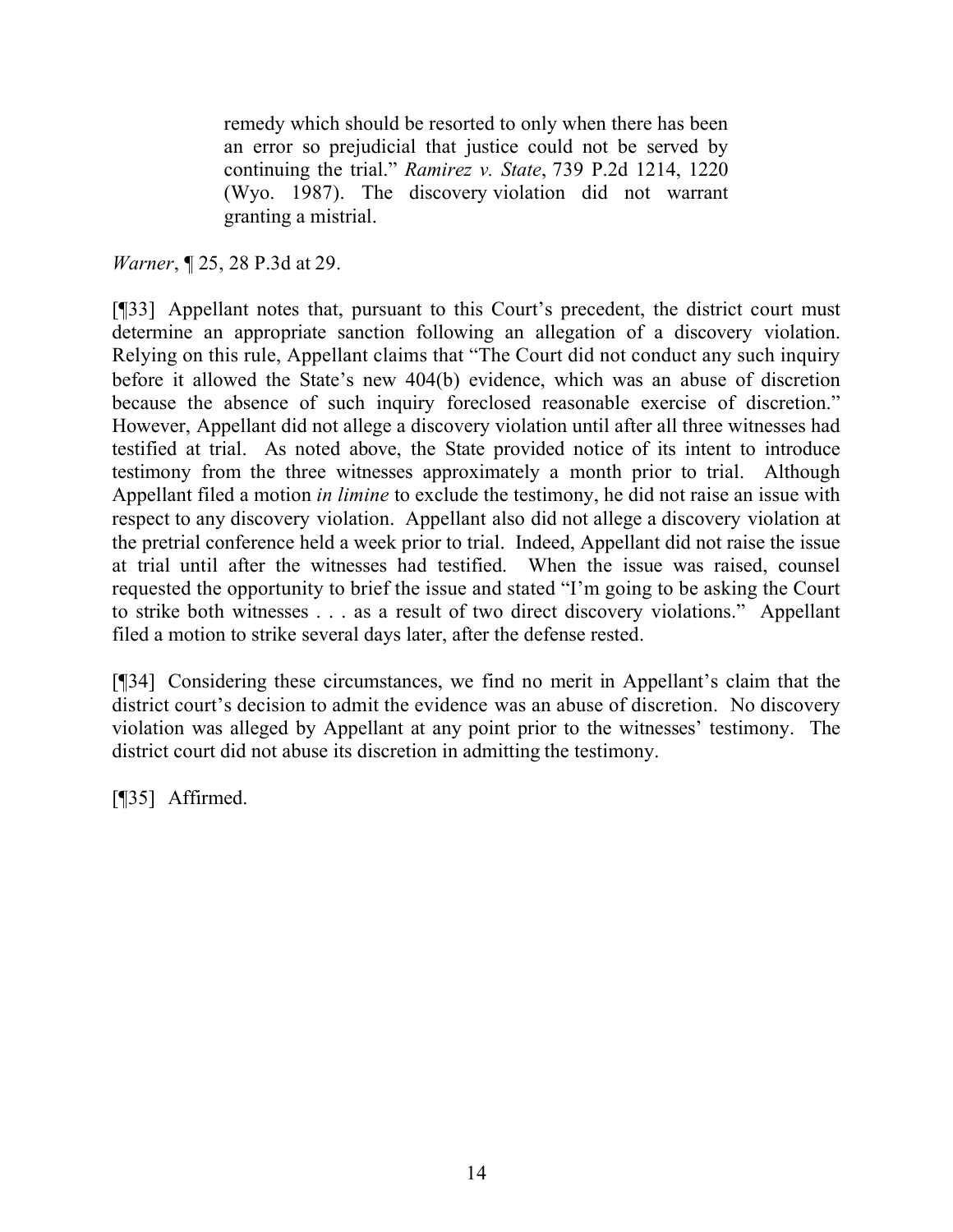> remedy which should be resorted to only when there has been an error so prejudicial that justice could not be served by continuing the trial." *Ramirez v. State*, 739 P.2d 1214, 1220 (Wyo. 1987). The discovery violation did not warrant granting a mistrial.

*Warner*, ¶ 25, 28 P.3d at 29.

[¶33] Appellant notes that, pursuant to this Court's precedent, the district court must determine an appropriate sanction following an allegation of a discovery violation. Relying on this rule, Appellant claims that "The Court did not conduct any such inquiry before it allowed the State's new 404(b) evidence, which was an abuse of discretion because the absence of such inquiry foreclosed reasonable exercise of discretion." However, Appellant did not allege a discovery violation until after all three witnesses had testified at trial. As noted above, the State provided notice of its intent to introduce testimony from the three witnesses approximately a month prior to trial. Although Appellant filed a motion *in limine* to exclude the testimony, he did not raise an issue with respect to any discovery violation. Appellant also did not allege a discovery violation at the pretrial conference held a week prior to trial. Indeed, Appellant did not raise the issue at trial until after the witnesses had testified. When the issue was raised, counsel requested the opportunity to brief the issue and stated "I'm going to be asking the Court to strike both witnesses . . . as a result of two direct discovery violations." Appellant filed a motion to strike several days later, after the defense rested.

[¶34] Considering these circumstances, we find no merit in Appellant's claim that the district court's decision to admit the evidence was an abuse of discretion. No discovery violation was alleged by Appellant at any point prior to the witnesses' testimony. The district court did not abuse its discretion in admitting the testimony.

[¶35] Affirmed.